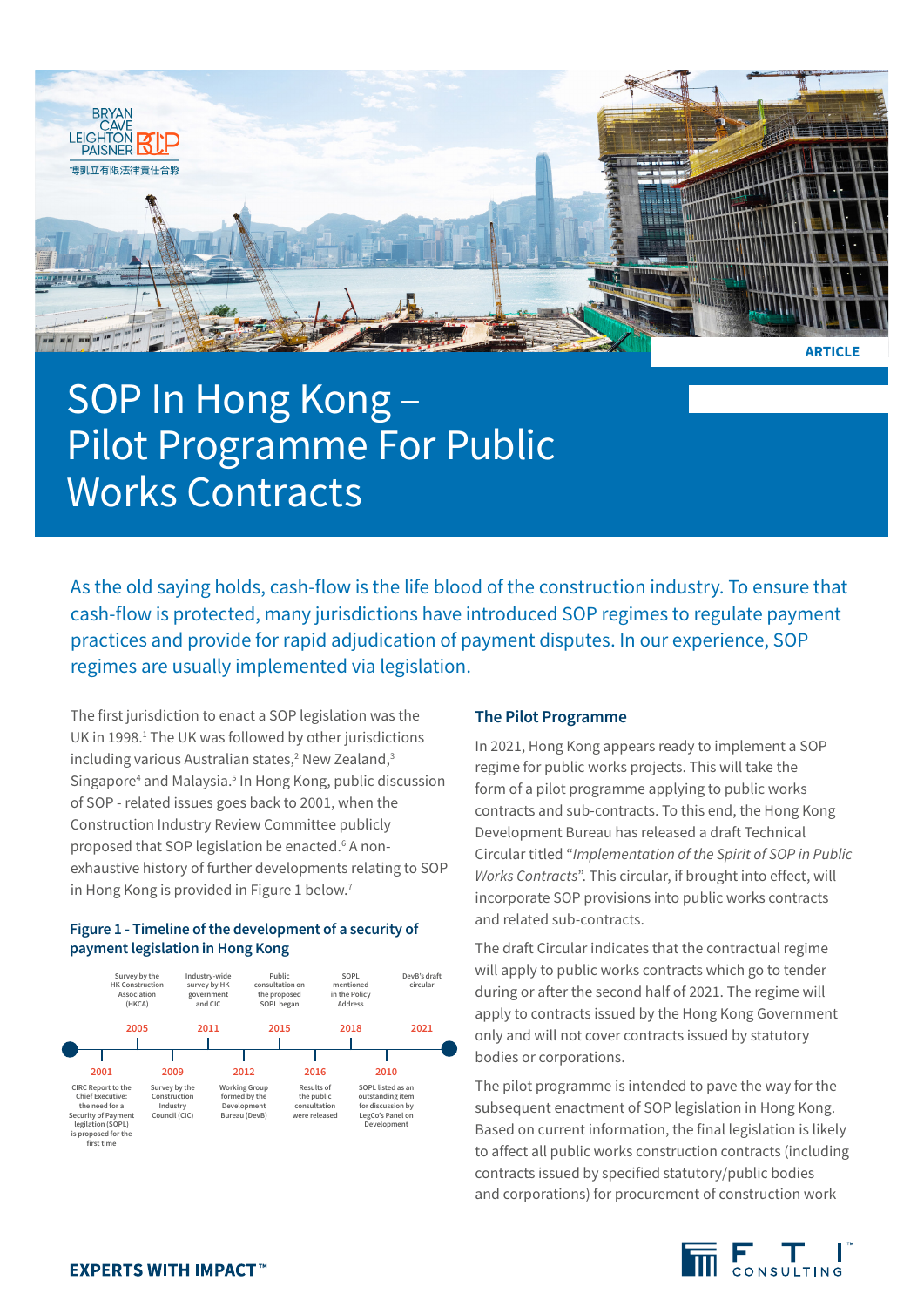ARTICLE

# SOP In Hong Kong – Pilot Programme For Public Works Contracts

As the old saying holds, cash-flow is the life blood of the construction industry. To ensure that cash-flow is protected, many jurisdictions have introduced SOP regimes to regulate payment practices and provide for rapid adjudication of payment disputes. In our experience, SOP regimes are usually implemented via legislation.

The first jurisdiction to enact a SOP legislation was the UK in 1998.[1] The UK was followed by other jurisdictions including various Australian states,[2] New Zealand,[3] Singapore[4] and Malaysia.[5] In Hong Kong, public discussion of SOP - related issues goes back to 2001, when the Construction Industry Review Committee publicly proposed that SOP legislation be enacted.[6] A non-exhaustive history of further developments relating to SOP in Hong Kong is provided in Figure 1 below.[7]

**Figure 1 - Timeline of the development of a security of payment legislation in Hong Kong**

| Year | Event |
|---|---|
| 2001 | CIRC Report to the Chief Executive: the need for a Security of Payment legislation (SOPL) is proposed for the first time |
| 2005 | Survey by the HK Construction Association (HKCA) |
| 2009 | Survey by the Construction Industry Council (CIC) |
| 2011 | Industry-wide survey by HK government and CIC |
| 2012 | Working Group formed by the Development Bureau (DevB) |
| 2015 | Public consultation on the proposed SOPL began |
| 2016 | Results of the public consultation were released |
| 2018 | SOPL mentioned in the Policy Address |
| 2010 | SOPL listed as an outstanding item for discussion by LegCo's Panel on Development |
| 2021 | DevB's draft circular |

## The Pilot Programme

In 2021, Hong Kong appears ready to implement a SOP regime for public works projects. This will take the form of a pilot programme applying to public works contracts and sub-contracts. To this end, the Hong Kong Development Bureau has released a draft Technical Circular titled "*Implementation of the Spirit of SOP in Public Works Contracts*". This circular, if brought into effect, will incorporate SOP provisions into public works contracts and related sub-contracts.

The draft Circular indicates that the contractual regime will apply to public works contracts which go to tender during or after the second half of 2021. The regime will apply to contracts issued by the Hong Kong Government only and will not cover contracts issued by statutory bodies or corporations.

The pilot programme is intended to pave the way for the subsequent enactment of SOP legislation in Hong Kong. Based on current information, the final legislation is likely to affect all public works construction contracts (including contracts issued by specified statutory/public bodies and corporations) for procurement of construction work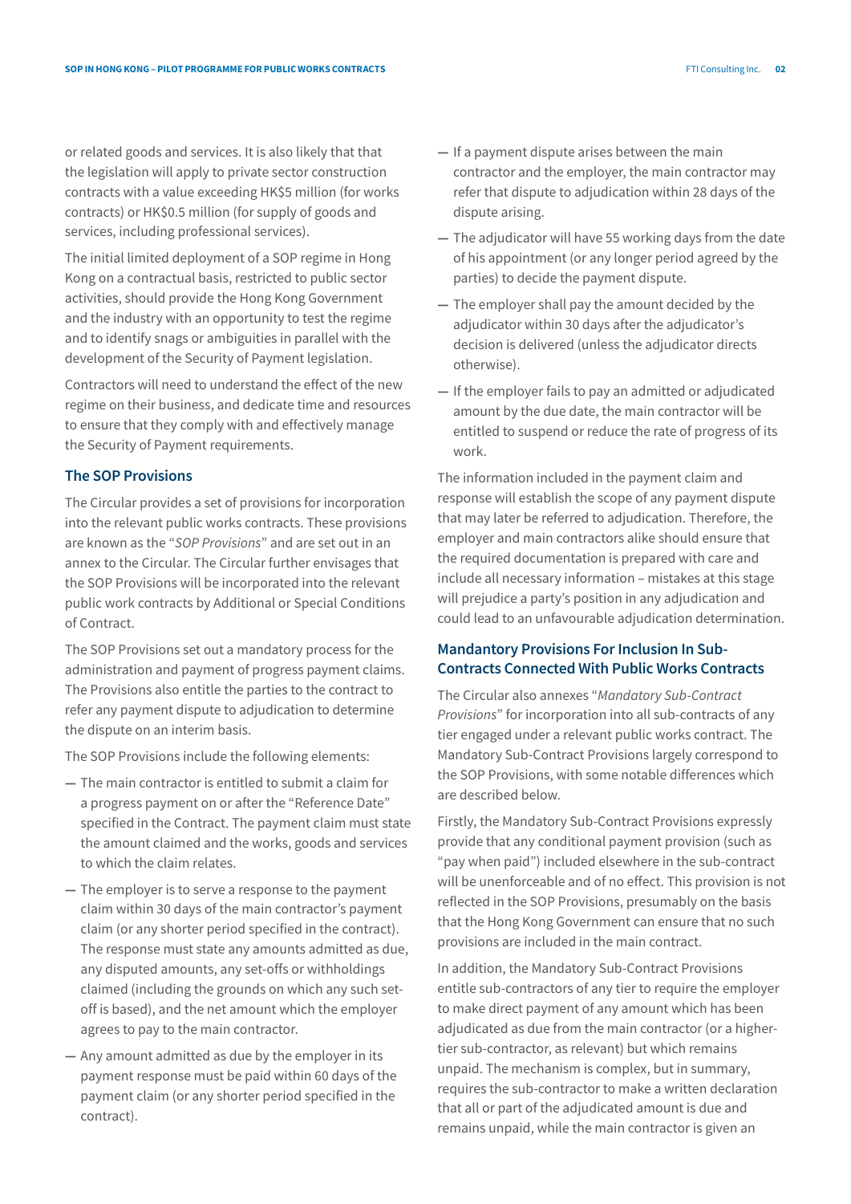or related goods and services. It is also likely that that the legislation will apply to private sector construction contracts with a value exceeding HK$5 million (for works contracts) or HK$0.5 million (for supply of goods and services, including professional services).

The initial limited deployment of a SOP regime in Hong Kong on a contractual basis, restricted to public sector activities, should provide the Hong Kong Government and the industry with an opportunity to test the regime and to identify snags or ambiguities in parallel with the development of the Security of Payment legislation.

Contractors will need to understand the effect of the new regime on their business, and dedicate time and resources to ensure that they comply with and effectively manage the Security of Payment requirements.

## The SOP Provisions

The Circular provides a set of provisions for incorporation into the relevant public works contracts. These provisions are known as the "*SOP Provisions*" and are set out in an annex to the Circular. The Circular further envisages that the SOP Provisions will be incorporated into the relevant public work contracts by Additional or Special Conditions of Contract.

The SOP Provisions set out a mandatory process for the administration and payment of progress payment claims. The Provisions also entitle the parties to the contract to refer any payment dispute to adjudication to determine the dispute on an interim basis.

The SOP Provisions include the following elements:

- The main contractor is entitled to submit a claim for a progress payment on or after the "Reference Date" specified in the Contract. The payment claim must state the amount claimed and the works, goods and services to which the claim relates.
- The employer is to serve a response to the payment claim within 30 days of the main contractor's payment claim (or any shorter period specified in the contract). The response must state any amounts admitted as due, any disputed amounts, any set-offs or withholdings claimed (including the grounds on which any set-off is based), and the net amount which the employer agrees to pay to the main contractor.
- Any amount admitted as due by the employer in its payment response must be paid within 60 days of the payment claim (or any shorter period specified in the contract).
- If a payment dispute arises between the main contractor and the employer, the main contractor may refer that dispute to adjudication within 28 days of the dispute arising.
- The adjudicator will have 55 working days from the date of his appointment (or any longer period agreed by the parties) to decide the payment dispute.
- The employer shall pay the amount decided by the adjudicator within 30 days after the adjudicator's decision is delivered (unless the adjudicator directs otherwise).
- If the employer fails to pay an admitted or adjudicated amount by the due date, the main contractor will be entitled to suspend or reduce the rate of progress of its work.

The information included in the payment claim and response will establish the scope of any payment dispute that may later be referred to adjudication. Therefore, the employer and main contractors alike should ensure that the required documentation is prepared with care and include all necessary information – mistakes at this stage will prejudice a party's position in any adjudication and could lead to an unfavourable adjudication determination.

## Mandantory Provisions For Inclusion In Sub-Contracts Connected With Public Works Contracts

The Circular also annexes "*Mandatory Sub-Contract Provisions*" for incorporation into all sub-contracts of any tier engaged under a relevant public works contract. The Mandatory Sub-Contract Provisions largely correspond to the SOP Provisions, with some notable differences which are described below.

Firstly, the Mandatory Sub-Contract Provisions expressly provide that any conditional payment provision (such as "pay when paid") included elsewhere in the sub-contract will be unenforceable and of no effect. This provision is not reflected in the SOP Provisions, presumably on the basis that the Hong Kong Government can ensure that no such provisions are included in the main contract.

In addition, the Mandatory Sub-Contract Provisions entitle sub-contractors of any tier to require the employer to make direct payment of any amount which has been adjudicated as due from the main contractor (or a higher-tier sub-contractor, as relevant) but which remains unpaid. The mechanism is complex, but in summary, requires the sub-contractor to make a written declaration that all or part of the adjudicated amount is due and remains unpaid, while the main contractor is given an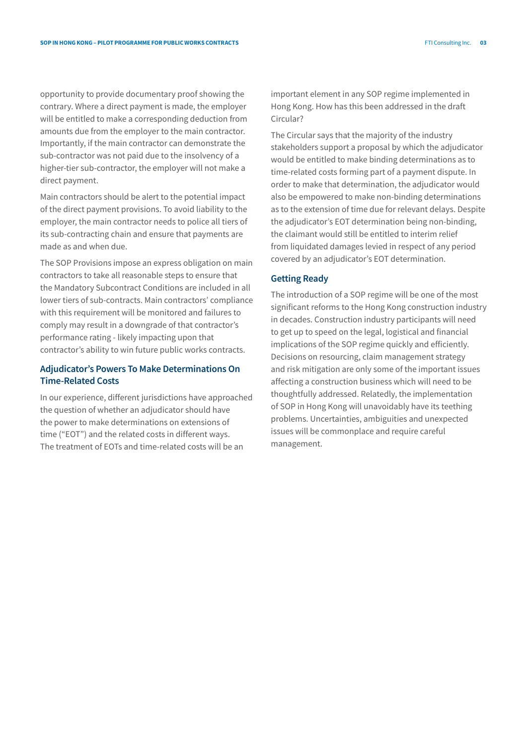opportunity to provide documentary proof showing the contrary. Where a direct payment is made, the employer will be entitled to make a corresponding deduction from amounts due from the employer to the main contractor. Importantly, if the main contractor can demonstrate the sub-contractor was not paid due to the insolvency of a higher-tier sub-contractor, the employer will not make a direct payment.

Main contractors should be alert to the potential impact of the direct payment provisions. To avoid liability to the employer, the main contractor needs to police all tiers of its sub-contracting chain and ensure that payments are made as and when due.

The SOP Provisions impose an express obligation on main contractors to take all reasonable steps to ensure that the Mandatory Subcontract Conditions are included in all lower tiers of sub-contracts. Main contractors' compliance with this requirement will be monitored and failures to comply may result in a downgrade of that contractor's performance rating - likely impacting upon that contractor's ability to win future public works contracts.

## Adjudicator's Powers To Make Determinations On Time-Related Costs

In our experience, different jurisdictions have approached the question of whether an adjudicator should have the power to make determinations on extensions of time ("EOT") and the related costs in different ways. The treatment of EOTs and time-related costs will be an important element in any SOP regime implemented in Hong Kong. How has this been addressed in the draft Circular?

The Circular says that the majority of the industry stakeholders support a proposal by which the adjudicator would be entitled to make binding determinations as to time-related costs forming part of a payment dispute. In order to make that determination, the adjudicator would also be empowered to make non-binding determinations as to the extension of time due for relevant delays. Despite the adjudicator's EOT determination being non-binding, the claimant would still be entitled to interim relief from liquidated damages levied in respect of any period covered by an adjudicator's EOT determination.

## Getting Ready

The introduction of a SOP regime will be one of the most significant reforms to the Hong Kong construction industry in decades. Construction industry participants will need to get up to speed on the legal, logistical and financial implications of the SOP regime quickly and efficiently. Decisions on resourcing, claim management strategy and risk mitigation are only some of the important issues affecting a construction business which will need to be thoughtfully addressed. Relatedly, the implementation of SOP in Hong Kong will unavoidably have its teething problems. Uncertainties, ambiguities and unexpected issues will be commonplace and require careful management.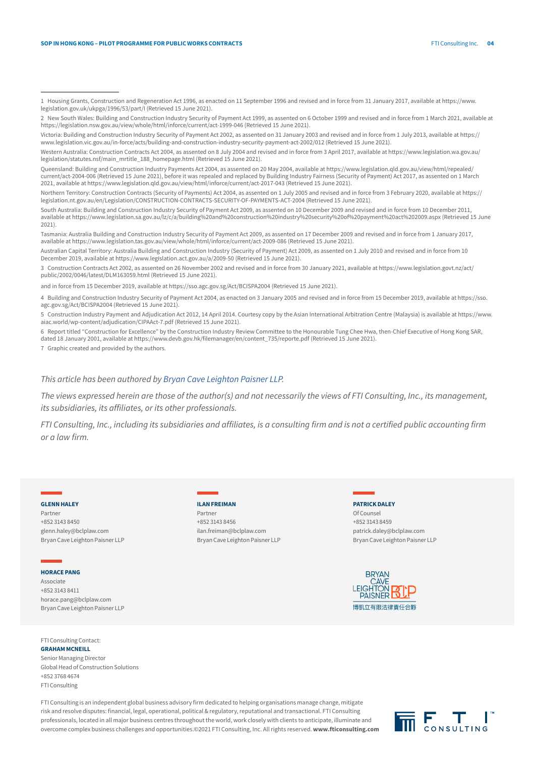---

1 Housing Grants, Construction and Regeneration Act 1996, as enacted on 11 September 1996 and revised and in force from 31 January 2017, available at https://www.legislation.gov.uk/ukpga/1996/53/part/I (Retrieved 15 June 2021).

2 New South Wales: Building and Construction Industry Security of Payment Act 1999, as assented on 6 October 1999 and revised and in force from 1 March 2021, available at https://legislation.nsw.gov.au/view/whole/html/inforce/current/act-1999-046 (Retrieved 15 June 2021).

Victoria: Building and Construction Industry Security of Payment Act 2002, as assented on 31 January 2003 and revised and in force from 1 July 2013, available at https://www.legislation.vic.gov.au/in-force/acts/building-and-construction-industry-security-payment-act-2002/012 (Retrieved 15 June 2021).

Western Australia: Construction Contracts Act 2004, as assented on 8 July 2004 and revised and in force from 3 April 2017, available at https://www.legislation.wa.gov.au/legislation/statutes.nsf/main_mrtitle_188_homepage.html (Retrieved 15 June 2021).

Queensland: Building and Construction Industry Payments Act 2004, as assented on 20 May 2004, available at https://www.legislation.qld.gov.au/view/html/repealed/current/act-2004-006 (Retrieved 15 June 2021), before it was repealed and replaced by Building Industry Fairness (Security of Payment) Act 2017, as assented on 1 March 2021, available at https://www.legislation.qld.gov.au/view/html/inforce/current/act-2017-043 (Retrieved 15 June 2021).

Northern Territory: Construction Contracts (Security of Payments) Act 2004, as assented on 1 July 2005 and revised and in force from 3 February 2020, available at https://legislation.nt.gov.au/en/Legislation/CONSTRUCTION-CONTRACTS-SECURITY-OF-PAYMENTS-ACT-2004 (Retrieved 15 June 2021).

South Australia: Building and Construction Industry Security of Payment Act 2009, as assented on 10 December 2009 and revised and in force from 10 December 2011, available at https://www.legislation.sa.gov.au/lz/c/a/building%20and%20construction%20industry%20security%20of%20payment%20act%202009.aspx (Retrieved 15 June 2021).

Tasmania: Australia Building and Construction Industry Security of Payment Act 2009, as assented on 17 December 2009 and revised and in force from 1 January 2017, available at https://www.legislation.tas.gov.au/view/whole/html/inforce/current/act-2009-086 (Retrieved 15 June 2021).

Australian Capital Territory: Australia Building and Construction Industry (Security of Payment) Act 2009, as assented on 1 July 2010 and revised and in force from 10 December 2019, available at https://www.legislation.act.gov.au/a/2009-50 (Retrieved 15 June 2021).

3 Construction Contracts Act 2002, as assented on 26 November 2002 and revised and in force from 30 January 2021, available at https://www.legislation.govt.nz/act/public/2002/0046/latest/DLM163059.html (Retrieved 15 June 2021).

and in force from 15 December 2019, available at https://sso.agc.gov.sg/Act/BCISPA2004 (Retrieved 15 June 2021).

4 Building and Construction Industry Security of Payment Act 2004, as enacted on 3 January 2005 and revised and in force from 15 December 2019, available at https://sso.agc.gov.sg/Act/BCISPA2004 (Retrieved 15 June 2021).

5 Construction Industry Payment and Adjudication Act 2012, 14 April 2014. Courtesy copy by the Asian International Arbitration Centre (Malaysia) is available at https://www.aiac.world/wp-content/adjudication/CIPAAct-7.pdf (Retrieved 15 June 2021).

6 Report titled "Construction for Excellence" by the Construction Industry Review Committee to the Honourable Tung Chee Hwa, then-Chief Executive of Hong Kong SAR, dated 18 January 2001, available at https://www.devb.gov.hk/filemanager/en/content_735/reporte.pdf (Retrieved 15 June 2021).

7 Graphic created and provided by the authors.

*This article has been authored by Bryan Cave Leighton Paisner LLP.*

*The views expressed herein are those of the author(s) and not necessarily the views of FTI Consulting, Inc., its management, its subsidiaries, its affiliates, or its other professionals.*

*FTI Consulting, Inc., including its subsidiaries and affiliates, is a consulting firm and is not a certified public accounting firm or a law firm.*

**GLENN HALEY**
Partner
+852 3143 8450
glenn.haley@bclplaw.com
Bryan Cave Leighton Paisner LLP

**ILAN FREIMAN**
Partner
+852 3143 8456
ilan.freiman@bclplaw.com
Bryan Cave Leighton Paisner LLP

**PATRICK DALEY**
Of Counsel
+852 3143 8459
patrick.daley@bclplaw.com
Bryan Cave Leighton Paisner LLP

**HORACE PANG**
Associate
+852 3143 8411
horace.pang@bclplaw.com
Bryan Cave Leighton Paisner LLP

BRYAN CAVE LEIGHTON PAISNER BCLP
博凱立有限法律責任合夥

FTI Consulting Contact:
**GRAHAM MCNEILL**
Senior Managing Director
Global Head of Construction Solutions
+852 3768 4674
FTI Consulting

FTI Consulting is an independent global business advisory firm dedicated to helping organisations manage change, mitigate risk and resolve disputes: financial, legal, operational, political & regulatory, reputational and transactional. FTI Consulting professionals, located in all major business centres throughout the world, work closely with clients to anticipate, illuminate and overcome complex business challenges and opportunities.©2021 FTI Consulting, Inc. All rights reserved. **www.fticonsulting.com**

FTI CONSULTING